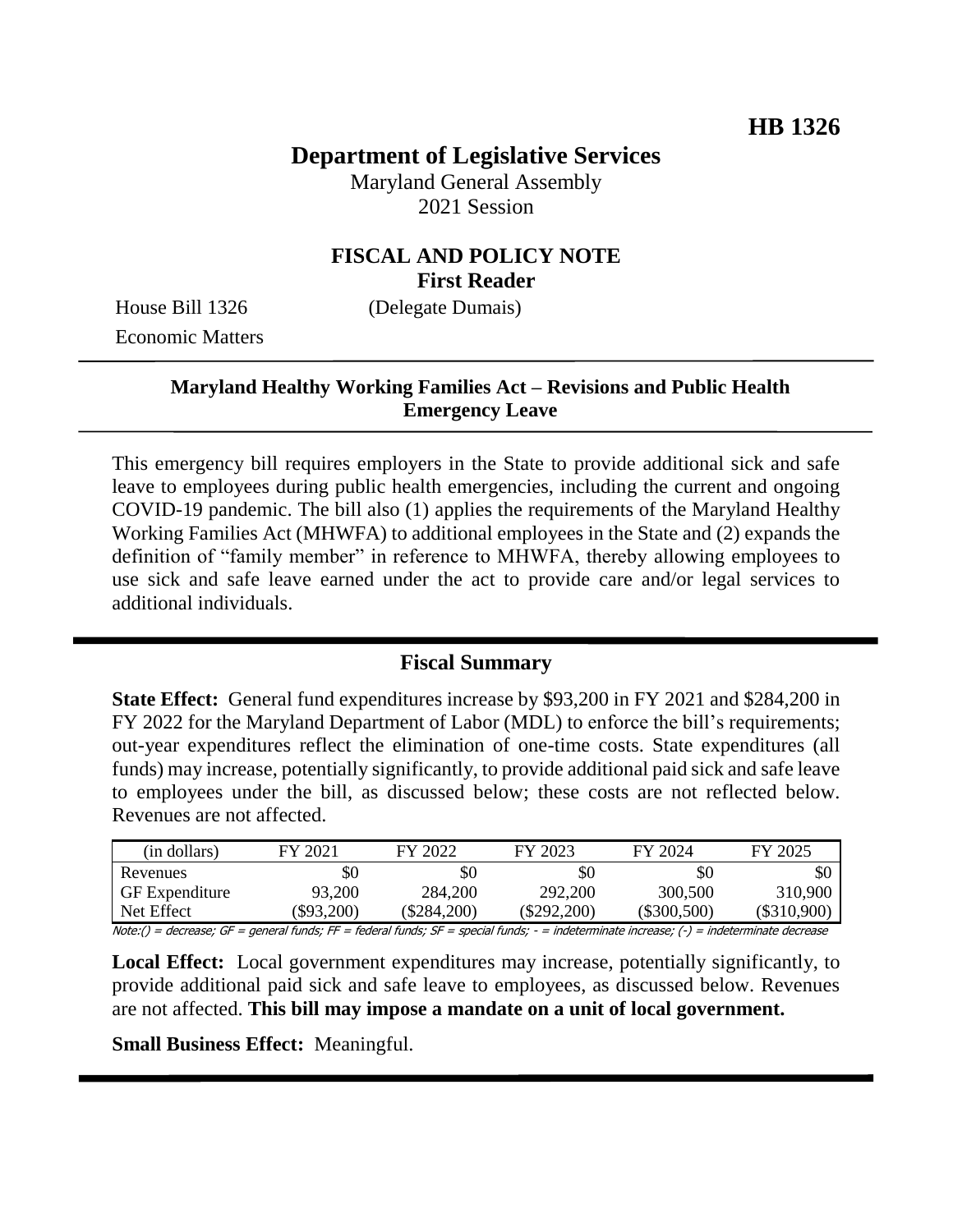**HB 1326**

# Department of Legislative Services

Maryland General Assembly
2021 Session

## FISCAL AND POLICY NOTE
**First Reader**

House Bill 1326 (Delegate Dumais)
Economic Matters

**Maryland Healthy Working Families Act – Revisions and Public Health Emergency Leave**

This emergency bill requires employers in the State to provide additional sick and safe leave to employees during public health emergencies, including the current and ongoing COVID-19 pandemic. The bill also (1) applies the requirements of the Maryland Healthy Working Families Act (MHWFA) to additional employees in the State and (2) expands the definition of "family member" in reference to MHWFA, thereby allowing employees to use sick and safe leave earned under the act to provide care and/or legal services to additional individuals.

## Fiscal Summary

**State Effect:** General fund expenditures increase by $93,200 in FY 2021 and $284,200 in FY 2022 for the Maryland Department of Labor (MDL) to enforce the bill's requirements; out-year expenditures reflect the elimination of one-time costs. State expenditures (all funds) may increase, potentially significantly, to provide additional paid sick and safe leave to employees under the bill, as discussed below; these costs are not reflected below. Revenues are not affected.

| (in dollars) | FY 2021 | FY 2022 | FY 2023 | FY 2024 | FY 2025 |
|---|---|---|---|---|---|
| Revenues | $0 | $0 | $0 | $0 | $0 |
| GF Expenditure | 93,200 | 284,200 | 292,200 | 300,500 | 310,900 |
| Net Effect | ($93,200) | ($284,200) | ($292,200) | ($300,500) | ($310,900) |

Note:() = decrease; GF = general funds; FF = federal funds; SF = special funds; - = indeterminate increase; (-) = indeterminate decrease

**Local Effect:** Local government expenditures may increase, potentially significantly, to provide additional paid sick and safe leave to employees, as discussed below. Revenues are not affected. **This bill may impose a mandate on a unit of local government.**

**Small Business Effect:** Meaningful.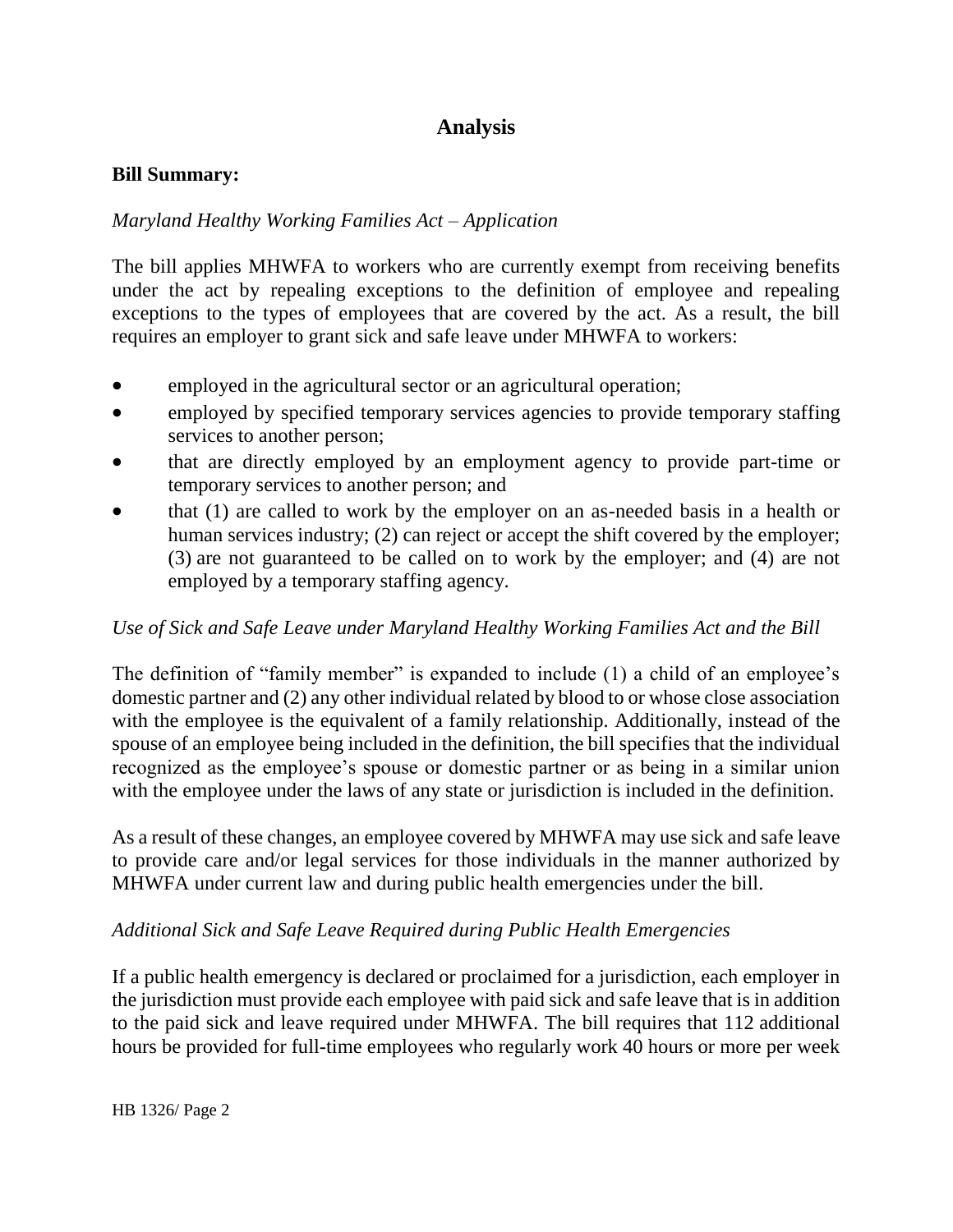# Analysis

**Bill Summary:**

*Maryland Healthy Working Families Act – Application*

The bill applies MHWFA to workers who are currently exempt from receiving benefits under the act by repealing exceptions to the definition of employee and repealing exceptions to the types of employees that are covered by the act. As a result, the bill requires an employer to grant sick and safe leave under MHWFA to workers:

- employed in the agricultural sector or an agricultural operation;
- employed by specified temporary services agencies to provide temporary staffing services to another person;
- that are directly employed by an employment agency to provide part-time or temporary services to another person; and
- that (1) are called to work by the employer on an as-needed basis in a health or human services industry; (2) can reject or accept the shift covered by the employer; (3) are not guaranteed to be called on to work by the employer; and (4) are not employed by a temporary staffing agency.

*Use of Sick and Safe Leave under Maryland Healthy Working Families Act and the Bill*

The definition of "family member" is expanded to include (1) a child of an employee's domestic partner and (2) any other individual related by blood to or whose close association with the employee is the equivalent of a family relationship. Additionally, instead of the spouse of an employee being included in the definition, the bill specifies that the individual recognized as the employee's spouse or domestic partner or as being in a similar union with the employee under the laws of any state or jurisdiction is included in the definition.

As a result of these changes, an employee covered by MHWFA may use sick and safe leave to provide care and/or legal services for those individuals in the manner authorized by MHWFA under current law and during public health emergencies under the bill.

*Additional Sick and Safe Leave Required during Public Health Emergencies*

If a public health emergency is declared or proclaimed for a jurisdiction, each employer in the jurisdiction must provide each employee with paid sick and safe leave that is in addition to the paid sick and leave required under MHWFA. The bill requires that 112 additional hours be provided for full-time employees who regularly work 40 hours or more per week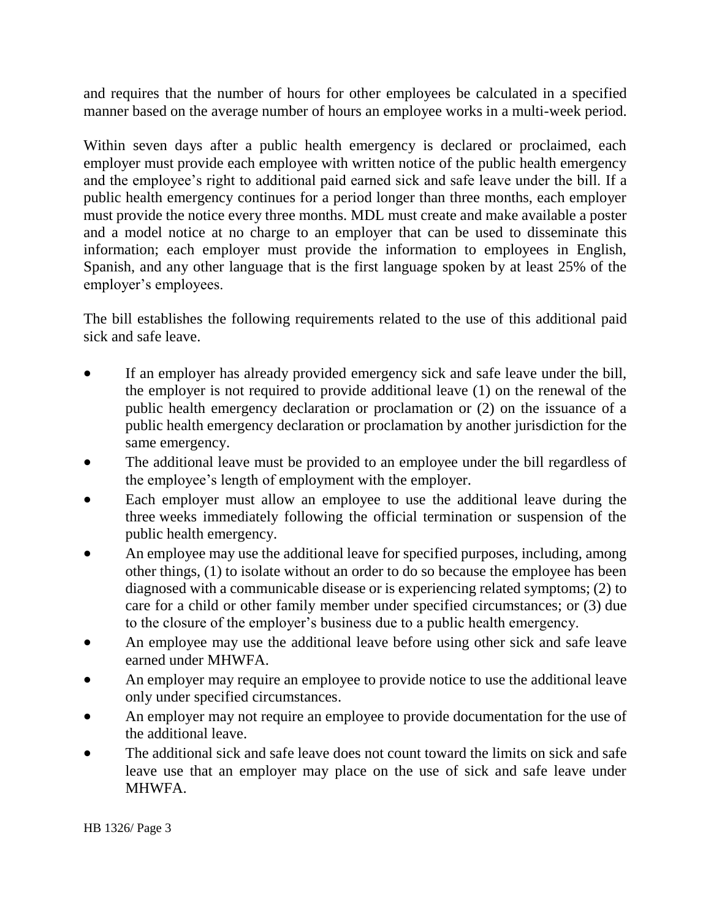and requires that the number of hours for other employees be calculated in a specified manner based on the average number of hours an employee works in a multi-week period.

Within seven days after a public health emergency is declared or proclaimed, each employer must provide each employee with written notice of the public health emergency and the employee's right to additional paid earned sick and safe leave under the bill. If a public health emergency continues for a period longer than three months, each employer must provide the notice every three months. MDL must create and make available a poster and a model notice at no charge to an employer that can be used to disseminate this information; each employer must provide the information to employees in English, Spanish, and any other language that is the first language spoken by at least 25% of the employer's employees.

The bill establishes the following requirements related to the use of this additional paid sick and safe leave.

- If an employer has already provided emergency sick and safe leave under the bill, the employer is not required to provide additional leave (1) on the renewal of the public health emergency declaration or proclamation or (2) on the issuance of a public health emergency declaration or proclamation by another jurisdiction for the same emergency.
- The additional leave must be provided to an employee under the bill regardless of the employee's length of employment with the employer.
- Each employer must allow an employee to use the additional leave during the three weeks immediately following the official termination or suspension of the public health emergency.
- An employee may use the additional leave for specified purposes, including, among other things, (1) to isolate without an order to do so because the employee has been diagnosed with a communicable disease or is experiencing related symptoms; (2) to care for a child or other family member under specified circumstances; or (3) due to the closure of the employer's business due to a public health emergency.
- An employee may use the additional leave before using other sick and safe leave earned under MHWFA.
- An employer may require an employee to provide notice to use the additional leave only under specified circumstances.
- An employer may not require an employee to provide documentation for the use of the additional leave.
- The additional sick and safe leave does not count toward the limits on sick and safe leave use that an employer may place on the use of sick and safe leave under MHWFA.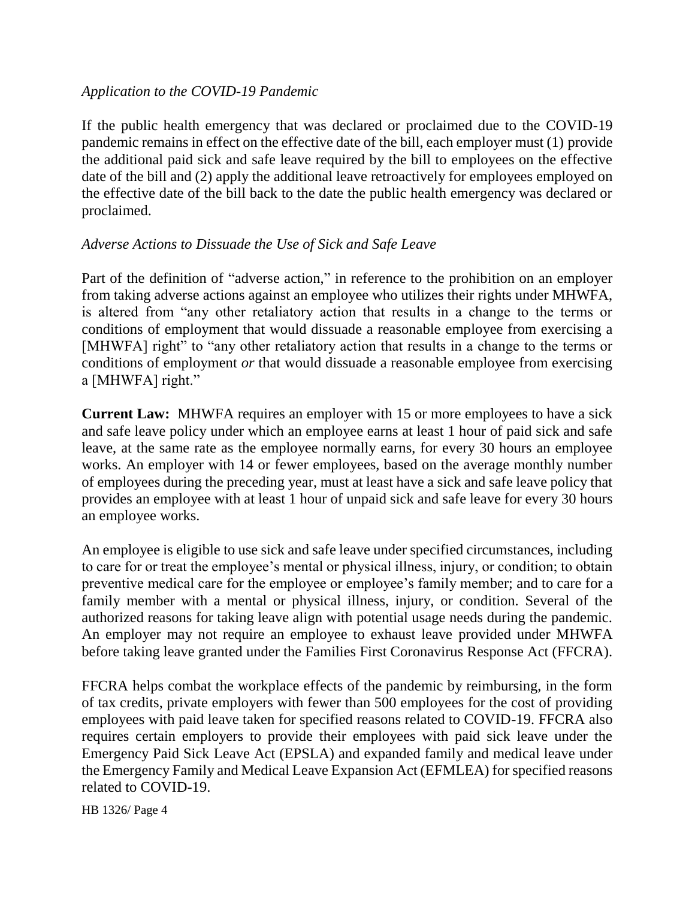*Application to the COVID-19 Pandemic*

If the public health emergency that was declared or proclaimed due to the COVID-19 pandemic remains in effect on the effective date of the bill, each employer must (1) provide the additional paid sick and safe leave required by the bill to employees on the effective date of the bill and (2) apply the additional leave retroactively for employees employed on the effective date of the bill back to the date the public health emergency was declared or proclaimed.

*Adverse Actions to Dissuade the Use of Sick and Safe Leave*

Part of the definition of "adverse action," in reference to the prohibition on an employer from taking adverse actions against an employee who utilizes their rights under MHWFA, is altered from "any other retaliatory action that results in a change to the terms or conditions of employment that would dissuade a reasonable employee from exercising a [MHWFA] right" to "any other retaliatory action that results in a change to the terms or conditions of employment *or* that would dissuade a reasonable employee from exercising a [MHWFA] right."

**Current Law:** MHWFA requires an employer with 15 or more employees to have a sick and safe leave policy under which an employee earns at least 1 hour of paid sick and safe leave, at the same rate as the employee normally earns, for every 30 hours an employee works. An employer with 14 or fewer employees, based on the average monthly number of employees during the preceding year, must at least have a sick and safe leave policy that provides an employee with at least 1 hour of unpaid sick and safe leave for every 30 hours an employee works.

An employee is eligible to use sick and safe leave under specified circumstances, including to care for or treat the employee's mental or physical illness, injury, or condition; to obtain preventive medical care for the employee or employee's family member; and to care for a family member with a mental or physical illness, injury, or condition. Several of the authorized reasons for taking leave align with potential usage needs during the pandemic. An employer may not require an employee to exhaust leave provided under MHWFA before taking leave granted under the Families First Coronavirus Response Act (FFCRA).

FFCRA helps combat the workplace effects of the pandemic by reimbursing, in the form of tax credits, private employers with fewer than 500 employees for the cost of providing employees with paid leave taken for specified reasons related to COVID-19. FFCRA also requires certain employers to provide their employees with paid sick leave under the Emergency Paid Sick Leave Act (EPSLA) and expanded family and medical leave under the Emergency Family and Medical Leave Expansion Act (EFMLEA) for specified reasons related to COVID-19.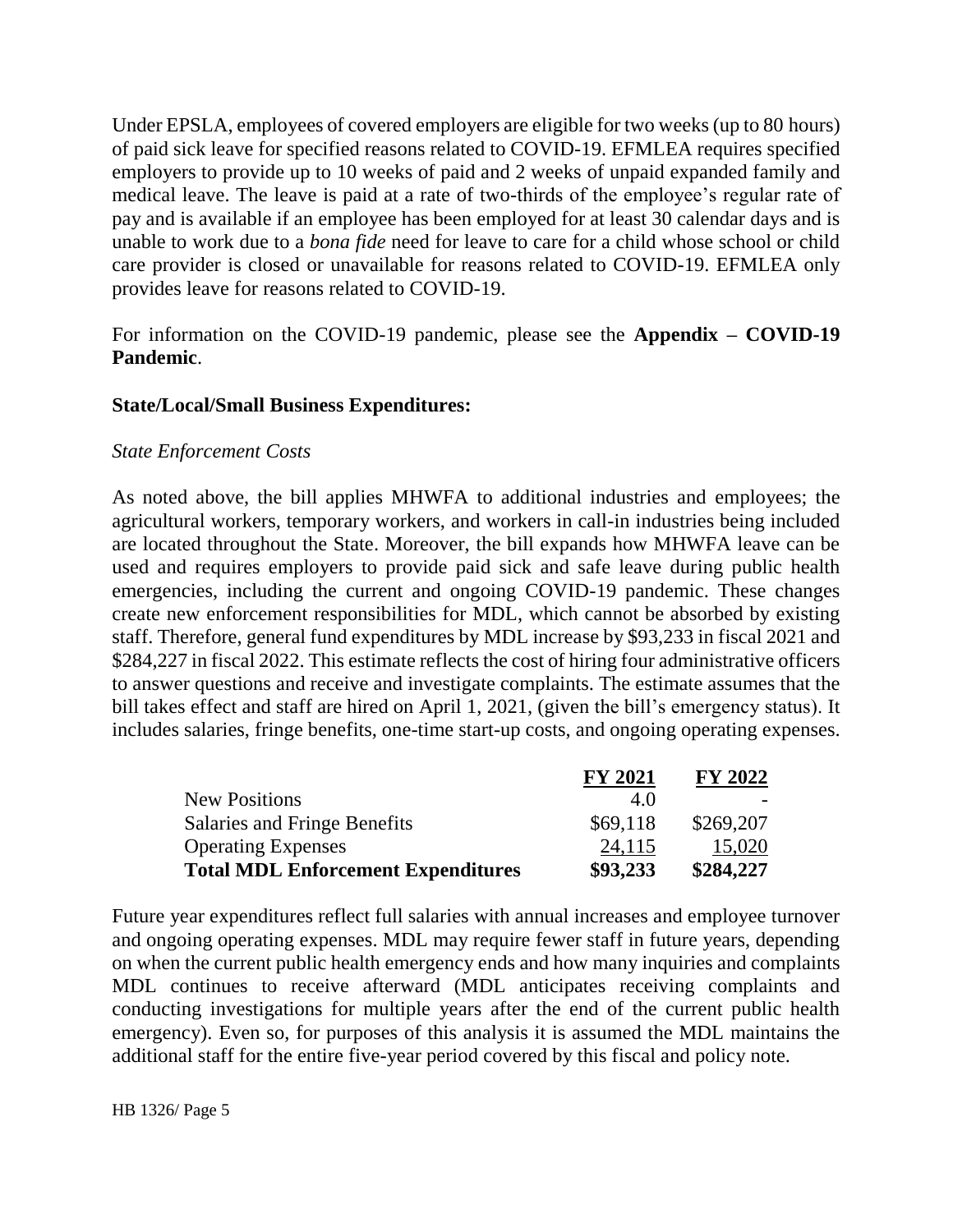Under EPSLA, employees of covered employers are eligible for two weeks (up to 80 hours) of paid sick leave for specified reasons related to COVID-19. EFMLEA requires specified employers to provide up to 10 weeks of paid and 2 weeks of unpaid expanded family and medical leave. The leave is paid at a rate of two-thirds of the employee's regular rate of pay and is available if an employee has been employed for at least 30 calendar days and is unable to work due to a *bona fide* need for leave to care for a child whose school or child care provider is closed or unavailable for reasons related to COVID-19. EFMLEA only provides leave for reasons related to COVID-19.

For information on the COVID-19 pandemic, please see the **Appendix – COVID-19 Pandemic**.

**State/Local/Small Business Expenditures:**

*State Enforcement Costs*

As noted above, the bill applies MHWFA to additional industries and employees; the agricultural workers, temporary workers, and workers in call-in industries being included are located throughout the State. Moreover, the bill expands how MHWFA leave can be used and requires employers to provide paid sick and safe leave during public health emergencies, including the current and ongoing COVID-19 pandemic. These changes create new enforcement responsibilities for MDL, which cannot be absorbed by existing staff. Therefore, general fund expenditures by MDL increase by $93,233 in fiscal 2021 and $284,227 in fiscal 2022. This estimate reflects the cost of hiring four administrative officers to answer questions and receive and investigate complaints. The estimate assumes that the bill takes effect and staff are hired on April 1, 2021, (given the bill's emergency status). It includes salaries, fringe benefits, one-time start-up costs, and ongoing operating expenses.

| | FY 2021 | FY 2022 |
|---|---|---|
| New Positions | 4.0 | - |
| Salaries and Fringe Benefits | $69,118 | $269,207 |
| Operating Expenses | 24,115 | 15,020 |
| **Total MDL Enforcement Expenditures** | **$93,233** | **$284,227** |

Future year expenditures reflect full salaries with annual increases and employee turnover and ongoing operating expenses. MDL may require fewer staff in future years, depending on when the current public health emergency ends and how many inquiries and complaints MDL continues to receive afterward (MDL anticipates receiving complaints and conducting investigations for multiple years after the end of the current public health emergency). Even so, for purposes of this analysis it is assumed the MDL maintains the additional staff for the entire five-year period covered by this fiscal and policy note.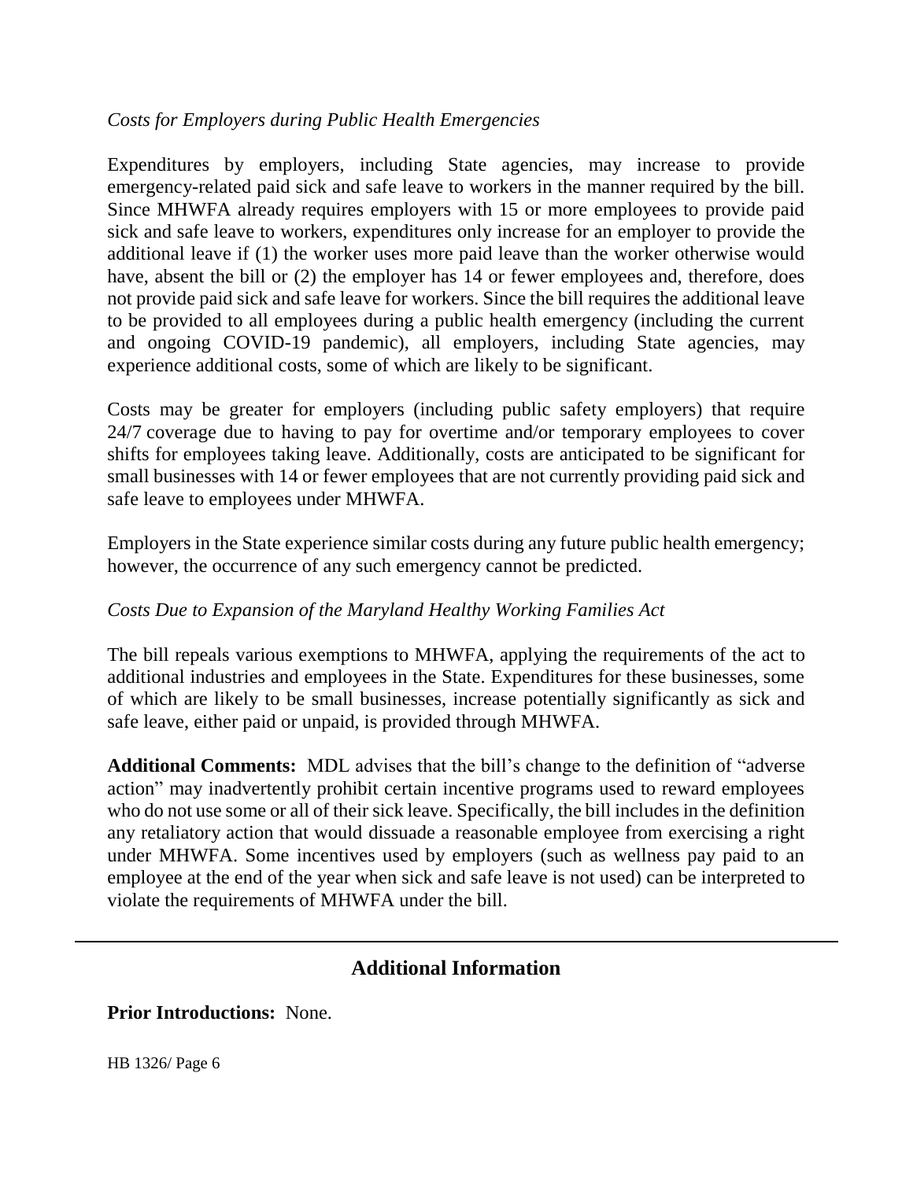*Costs for Employers during Public Health Emergencies*

Expenditures by employers, including State agencies, may increase to provide emergency-related paid sick and safe leave to workers in the manner required by the bill. Since MHWFA already requires employers with 15 or more employees to provide paid sick and safe leave to workers, expenditures only increase for an employer to provide the additional leave if (1) the worker uses more paid leave than the worker otherwise would have, absent the bill or (2) the employer has 14 or fewer employees and, therefore, does not provide paid sick and safe leave for workers. Since the bill requires the additional leave to be provided to all employees during a public health emergency (including the current and ongoing COVID-19 pandemic), all employers, including State agencies, may experience additional costs, some of which are likely to be significant.

Costs may be greater for employers (including public safety employers) that require 24/7 coverage due to having to pay for overtime and/or temporary employees to cover shifts for employees taking leave. Additionally, costs are anticipated to be significant for small businesses with 14 or fewer employees that are not currently providing paid sick and safe leave to employees under MHWFA.

Employers in the State experience similar costs during any future public health emergency; however, the occurrence of any such emergency cannot be predicted.

*Costs Due to Expansion of the Maryland Healthy Working Families Act*

The bill repeals various exemptions to MHWFA, applying the requirements of the act to additional industries and employees in the State. Expenditures for these businesses, some of which are likely to be small businesses, increase potentially significantly as sick and safe leave, either paid or unpaid, is provided through MHWFA.

**Additional Comments:** MDL advises that the bill's change to the definition of "adverse action" may inadvertently prohibit certain incentive programs used to reward employees who do not use some or all of their sick leave. Specifically, the bill includes in the definition any retaliatory action that would dissuade a reasonable employee from exercising a right under MHWFA. Some incentives used by employers (such as wellness pay paid to an employee at the end of the year when sick and safe leave is not used) can be interpreted to violate the requirements of MHWFA under the bill.

## Additional Information

**Prior Introductions:** None.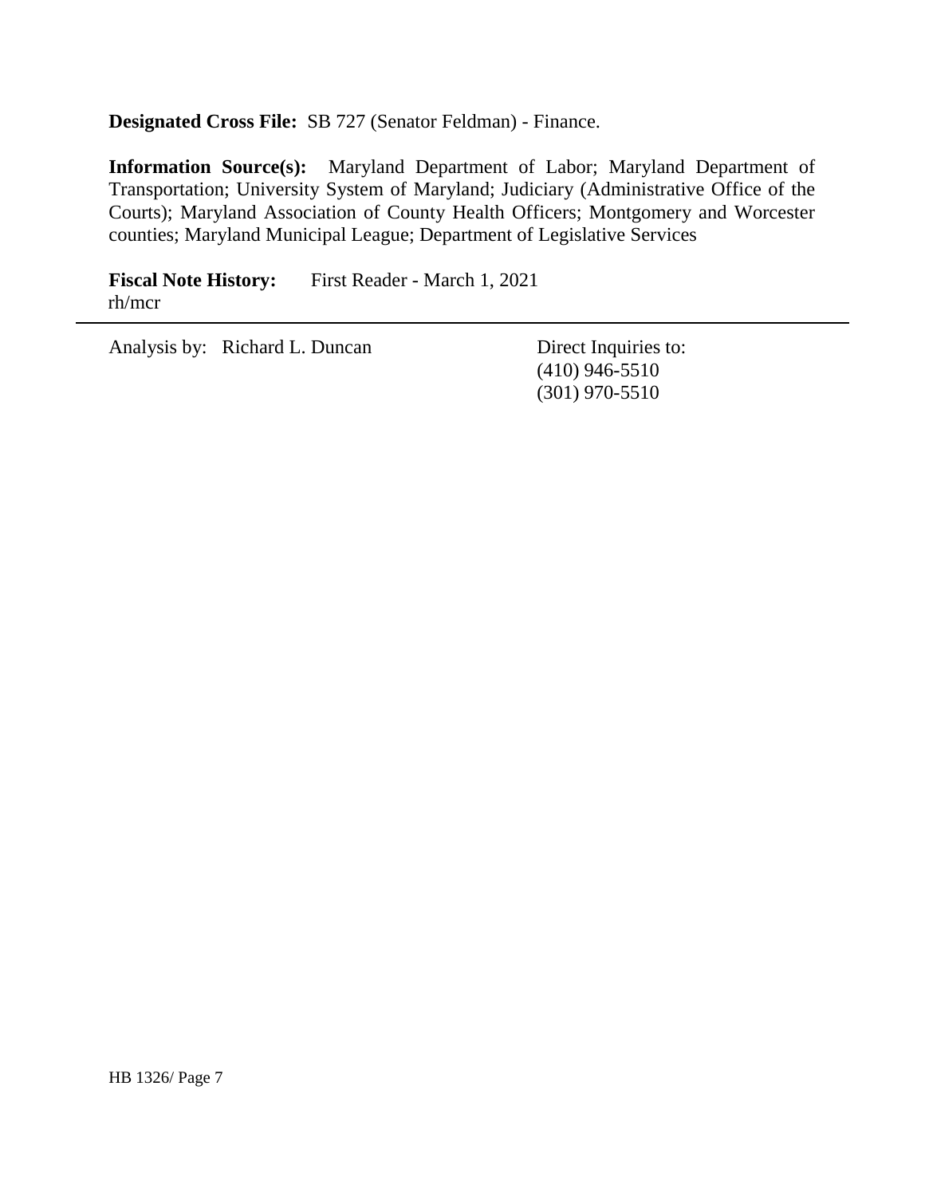**Designated Cross File:** SB 727 (Senator Feldman) - Finance.

**Information Source(s):** Maryland Department of Labor; Maryland Department of Transportation; University System of Maryland; Judiciary (Administrative Office of the Courts); Maryland Association of County Health Officers; Montgomery and Worcester counties; Maryland Municipal League; Department of Legislative Services

**Fiscal Note History:** First Reader - March 1, 2021
rh/mcr

---

Analysis by: Richard L. Duncan

Direct Inquiries to:
(410) 946-5510
(301) 970-5510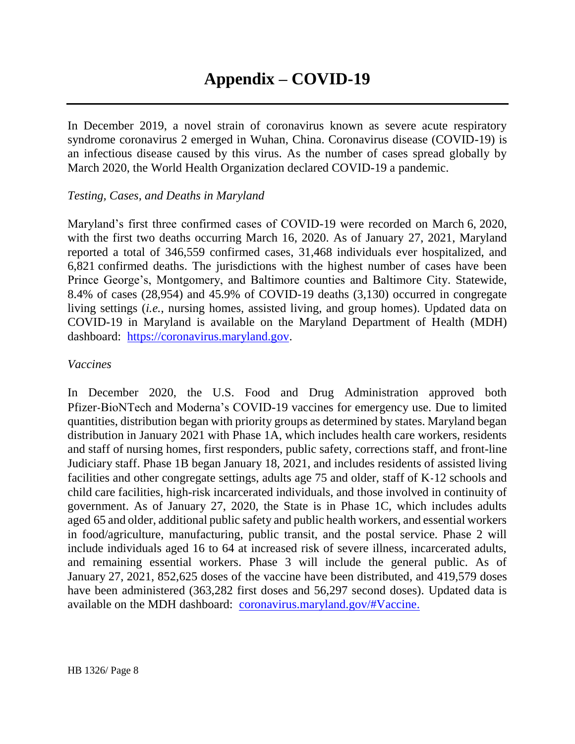# Appendix – COVID-19

In December 2019, a novel strain of coronavirus known as severe acute respiratory syndrome coronavirus 2 emerged in Wuhan, China. Coronavirus disease (COVID-19) is an infectious disease caused by this virus. As the number of cases spread globally by March 2020, the World Health Organization declared COVID-19 a pandemic.

*Testing, Cases, and Deaths in Maryland*

Maryland's first three confirmed cases of COVID-19 were recorded on March 6, 2020, with the first two deaths occurring March 16, 2020. As of January 27, 2021, Maryland reported a total of 346,559 confirmed cases, 31,468 individuals ever hospitalized, and 6,821 confirmed deaths. The jurisdictions with the highest number of cases have been Prince George's, Montgomery, and Baltimore counties and Baltimore City. Statewide, 8.4% of cases (28,954) and 45.9% of COVID-19 deaths (3,130) occurred in congregate living settings (*i.e.*, nursing homes, assisted living, and group homes). Updated data on COVID-19 in Maryland is available on the Maryland Department of Health (MDH) dashboard: [https://coronavirus.maryland.gov](https://coronavirus.maryland.gov).

*Vaccines*

In December 2020, the U.S. Food and Drug Administration approved both Pfizer-BioNTech and Moderna's COVID-19 vaccines for emergency use. Due to limited quantities, distribution began with priority groups as determined by states. Maryland began distribution in January 2021 with Phase 1A, which includes health care workers, residents and staff of nursing homes, first responders, public safety, corrections staff, and front-line Judiciary staff. Phase 1B began January 18, 2021, and includes residents of assisted living facilities and other congregate settings, adults age 75 and older, staff of K-12 schools and child care facilities, high-risk incarcerated individuals, and those involved in continuity of government. As of January 27, 2020, the State is in Phase 1C, which includes adults aged 65 and older, additional public safety and public health workers, and essential workers in food/agriculture, manufacturing, public transit, and the postal service. Phase 2 will include individuals aged 16 to 64 at increased risk of severe illness, incarcerated adults, and remaining essential workers. Phase 3 will include the general public. As of January 27, 2021, 852,625 doses of the vaccine have been distributed, and 419,579 doses have been administered (363,282 first doses and 56,297 second doses). Updated data is available on the MDH dashboard: [coronavirus.maryland.gov/#Vaccine.](https://coronavirus.maryland.gov/#Vaccine)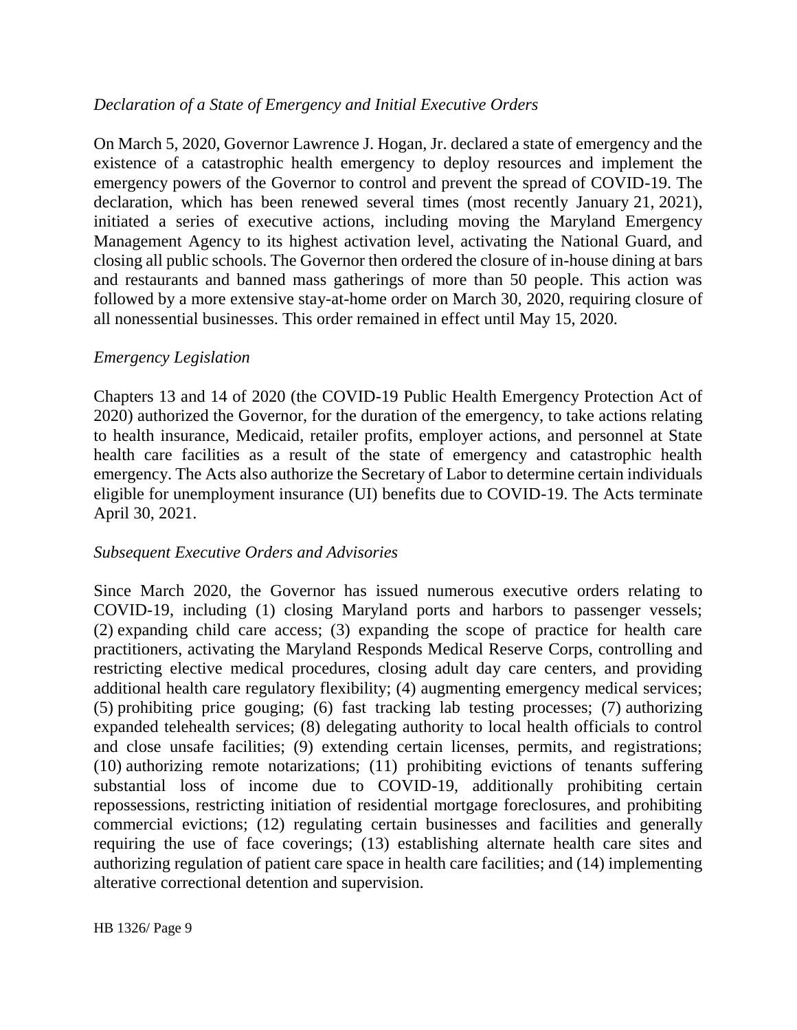*Declaration of a State of Emergency and Initial Executive Orders*

On March 5, 2020, Governor Lawrence J. Hogan, Jr. declared a state of emergency and the existence of a catastrophic health emergency to deploy resources and implement the emergency powers of the Governor to control and prevent the spread of COVID-19. The declaration, which has been renewed several times (most recently January 21, 2021), initiated a series of executive actions, including moving the Maryland Emergency Management Agency to its highest activation level, activating the National Guard, and closing all public schools. The Governor then ordered the closure of in-house dining at bars and restaurants and banned mass gatherings of more than 50 people. This action was followed by a more extensive stay-at-home order on March 30, 2020, requiring closure of all nonessential businesses. This order remained in effect until May 15, 2020.

*Emergency Legislation*

Chapters 13 and 14 of 2020 (the COVID-19 Public Health Emergency Protection Act of 2020) authorized the Governor, for the duration of the emergency, to take actions relating to health insurance, Medicaid, retailer profits, employer actions, and personnel at State health care facilities as a result of the state of emergency and catastrophic health emergency. The Acts also authorize the Secretary of Labor to determine certain individuals eligible for unemployment insurance (UI) benefits due to COVID-19. The Acts terminate April 30, 2021.

*Subsequent Executive Orders and Advisories*

Since March 2020, the Governor has issued numerous executive orders relating to COVID-19, including (1) closing Maryland ports and harbors to passenger vessels; (2) expanding child care access; (3) expanding the scope of practice for health care practitioners, activating the Maryland Responds Medical Reserve Corps, controlling and restricting elective medical procedures, closing adult day care centers, and providing additional health care regulatory flexibility; (4) augmenting emergency medical services; (5) prohibiting price gouging; (6) fast tracking lab testing processes; (7) authorizing expanded telehealth services; (8) delegating authority to local health officials to control and close unsafe facilities; (9) extending certain licenses, permits, and registrations; (10) authorizing remote notarizations; (11) prohibiting evictions of tenants suffering substantial loss of income due to COVID-19, additionally prohibiting certain repossessions, restricting initiation of residential mortgage foreclosures, and prohibiting commercial evictions; (12) regulating certain businesses and facilities and generally requiring the use of face coverings; (13) establishing alternate health care sites and authorizing regulation of patient care space in health care facilities; and (14) implementing alterative correctional detention and supervision.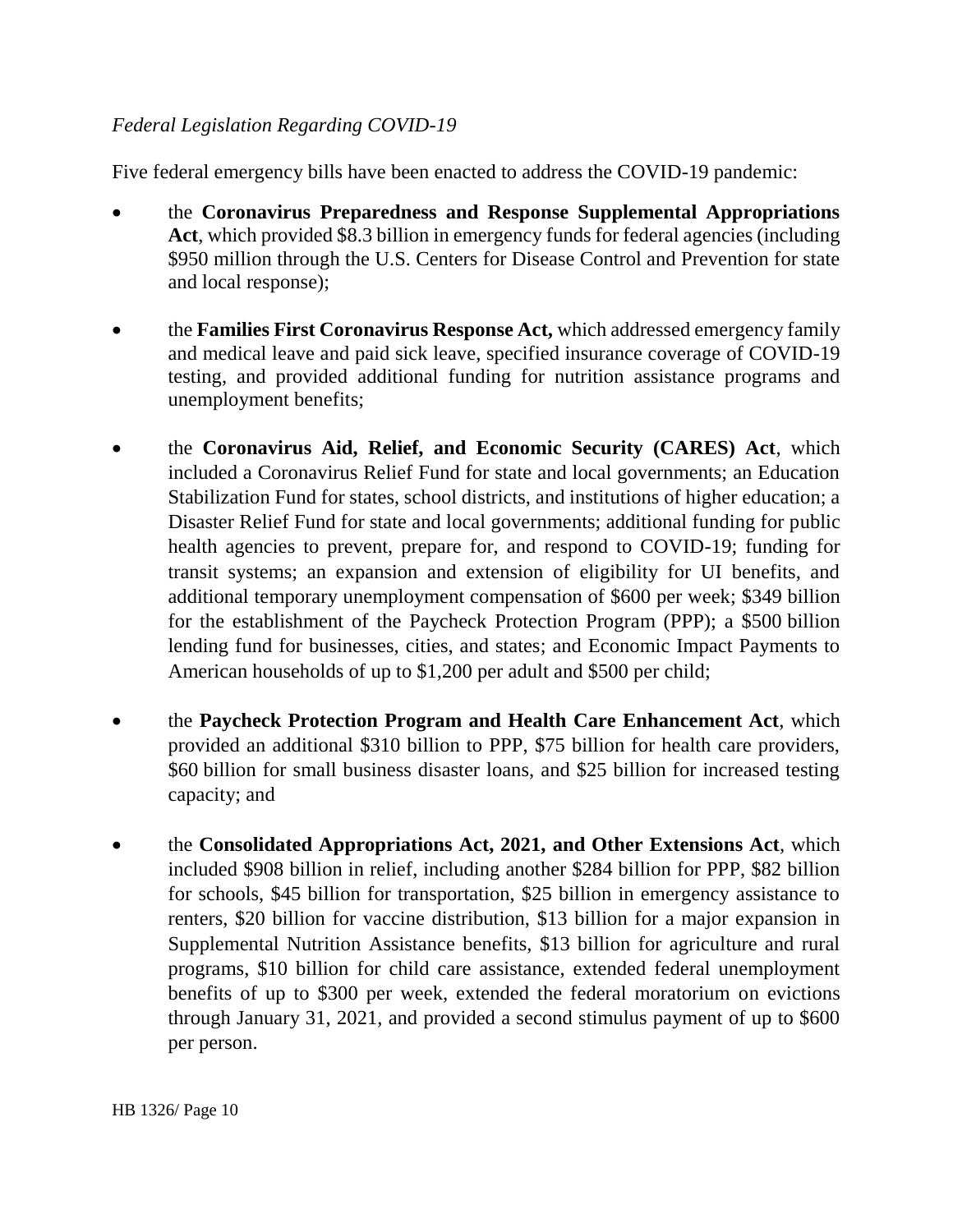*Federal Legislation Regarding COVID-19*

Five federal emergency bills have been enacted to address the COVID-19 pandemic:

- the **Coronavirus Preparedness and Response Supplemental Appropriations Act**, which provided $8.3 billion in emergency funds for federal agencies (including $950 million through the U.S. Centers for Disease Control and Prevention for state and local response);

- the **Families First Coronavirus Response Act,** which addressed emergency family and medical leave and paid sick leave, specified insurance coverage of COVID-19 testing, and provided additional funding for nutrition assistance programs and unemployment benefits;

- the **Coronavirus Aid, Relief, and Economic Security (CARES) Act**, which included a Coronavirus Relief Fund for state and local governments; an Education Stabilization Fund for states, school districts, and institutions of higher education; a Disaster Relief Fund for state and local governments; additional funding for public health agencies to prevent, prepare for, and respond to COVID-19; funding for transit systems; an expansion and extension of eligibility for UI benefits, and additional temporary unemployment compensation of $600 per week; $349 billion for the establishment of the Paycheck Protection Program (PPP); a $500 billion lending fund for businesses, cities, and states; and Economic Impact Payments to American households of up to $1,200 per adult and $500 per child;

- the **Paycheck Protection Program and Health Care Enhancement Act**, which provided an additional $310 billion to PPP, $75 billion for health care providers, $60 billion for small business disaster loans, and $25 billion for increased testing capacity; and

- the **Consolidated Appropriations Act, 2021, and Other Extensions Act**, which included $908 billion in relief, including another $284 billion for PPP, $82 billion for schools, $45 billion for transportation, $25 billion in emergency assistance to renters, $20 billion for vaccine distribution, $13 billion for a major expansion in Supplemental Nutrition Assistance benefits, $13 billion for agriculture and rural programs, $10 billion for child care assistance, extended federal unemployment benefits of up to $300 per week, extended the federal moratorium on evictions through January 31, 2021, and provided a second stimulus payment of up to $600 per person.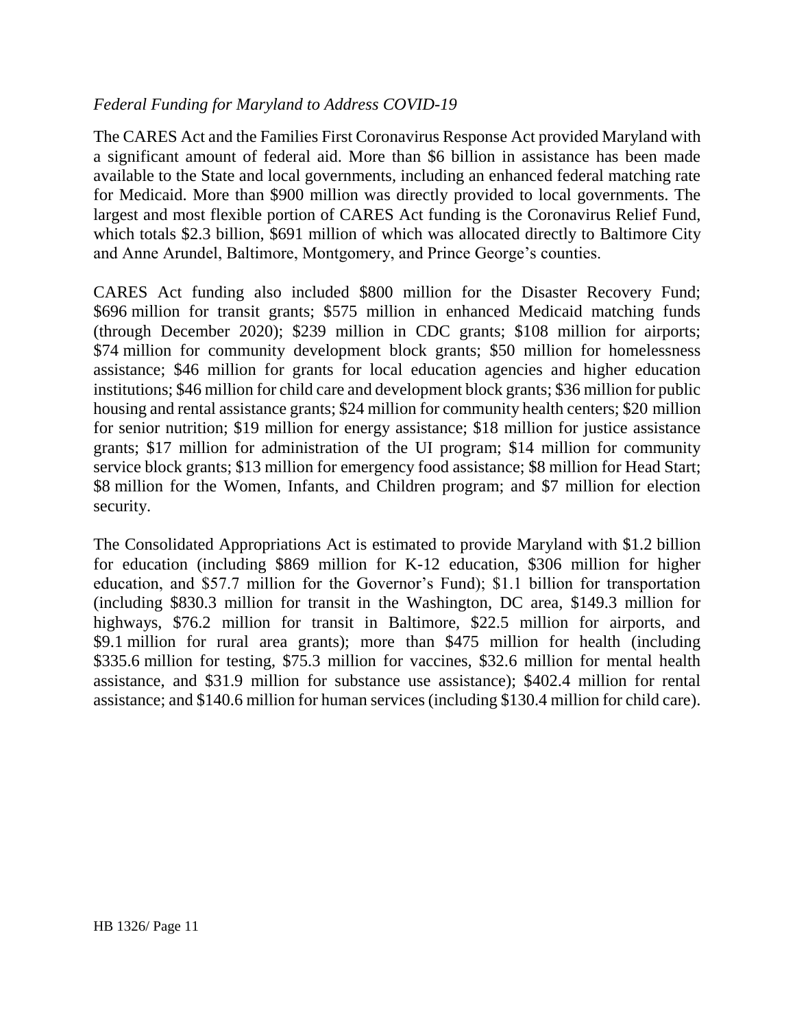*Federal Funding for Maryland to Address COVID-19*

The CARES Act and the Families First Coronavirus Response Act provided Maryland with a significant amount of federal aid. More than $6 billion in assistance has been made available to the State and local governments, including an enhanced federal matching rate for Medicaid. More than $900 million was directly provided to local governments. The largest and most flexible portion of CARES Act funding is the Coronavirus Relief Fund, which totals $2.3 billion, $691 million of which was allocated directly to Baltimore City and Anne Arundel, Baltimore, Montgomery, and Prince George's counties.

CARES Act funding also included $800 million for the Disaster Recovery Fund; $696 million for transit grants; $575 million in enhanced Medicaid matching funds (through December 2020); $239 million in CDC grants; $108 million for airports; $74 million for community development block grants; $50 million for homelessness assistance; $46 million for grants for local education agencies and higher education institutions; $46 million for child care and development block grants; $36 million for public housing and rental assistance grants; $24 million for community health centers; $20 million for senior nutrition; $19 million for energy assistance; $18 million for justice assistance grants; $17 million for administration of the UI program; $14 million for community service block grants; $13 million for emergency food assistance; $8 million for Head Start; $8 million for the Women, Infants, and Children program; and $7 million for election security.

The Consolidated Appropriations Act is estimated to provide Maryland with $1.2 billion for education (including $869 million for K-12 education, $306 million for higher education, and $57.7 million for the Governor's Fund); $1.1 billion for transportation (including $830.3 million for transit in the Washington, DC area, $149.3 million for highways, $76.2 million for transit in Baltimore, $22.5 million for airports, and $9.1 million for rural area grants); more than $475 million for health (including $335.6 million for testing, $75.3 million for vaccines, $32.6 million for mental health assistance, and $31.9 million for substance use assistance); $402.4 million for rental assistance; and $140.6 million for human services (including $130.4 million for child care).